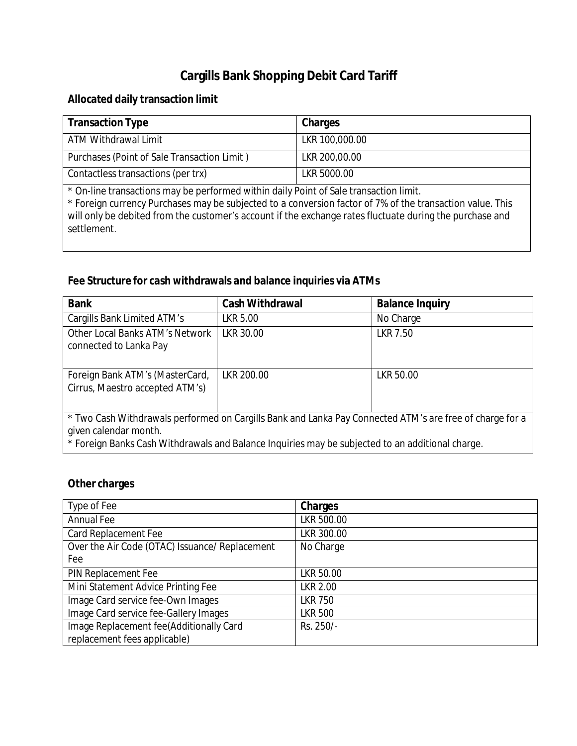# Cargills Bank Shopping Debit Card Tariff

## Allocated daily transaction limit

| Transaction Type | Charges |
|---|---|
| ATM Withdrawal Limit | LKR 100,000.00 |
| Purchases (Point of Sale Transaction Limit ) | LKR 200,00.00 |
| Contactless transactions (per trx) | LKR 5000.00 |

* On-line transactions may be performed within daily Point of Sale transaction limit.
* Foreign currency Purchases may be subjected to a conversion factor of 7% of the transaction value. This will only be debited from the customer's account if the exchange rates fluctuate during the purchase and settlement.

## Fee Structure for cash withdrawals and balance inquiries via ATMs

| Bank | Cash Withdrawal | Balance Inquiry |
|---|---|---|
| Cargills Bank Limited ATM's | LKR 5.00 | No Charge |
| Other Local Banks ATM's Network connected to Lanka Pay | LKR 30.00 | LKR 7.50 |
| Foreign Bank ATM's (MasterCard, Cirrus, Maestro accepted ATM's) | LKR 200.00 | LKR 50.00 |

* Two Cash Withdrawals performed on Cargills Bank and Lanka Pay Connected ATM's are free of charge for a given calendar month.
* Foreign Banks Cash Withdrawals and Balance Inquiries may be subjected to an additional charge.

## Other charges

| Type of Fee | Charges |
|---|---|
| Annual Fee | LKR 500.00 |
| Card Replacement Fee | LKR 300.00 |
| Over the Air Code (OTAC) Issuance/ Replacement Fee | No Charge |
| PIN Replacement Fee | LKR 50.00 |
| Mini Statement Advice Printing Fee | LKR 2.00 |
| Image Card service fee-Own Images | LKR 750 |
| Image Card service fee-Gallery Images | LKR 500 |
| Image Replacement fee(Additionally Card replacement fees applicable) | Rs. 250/- |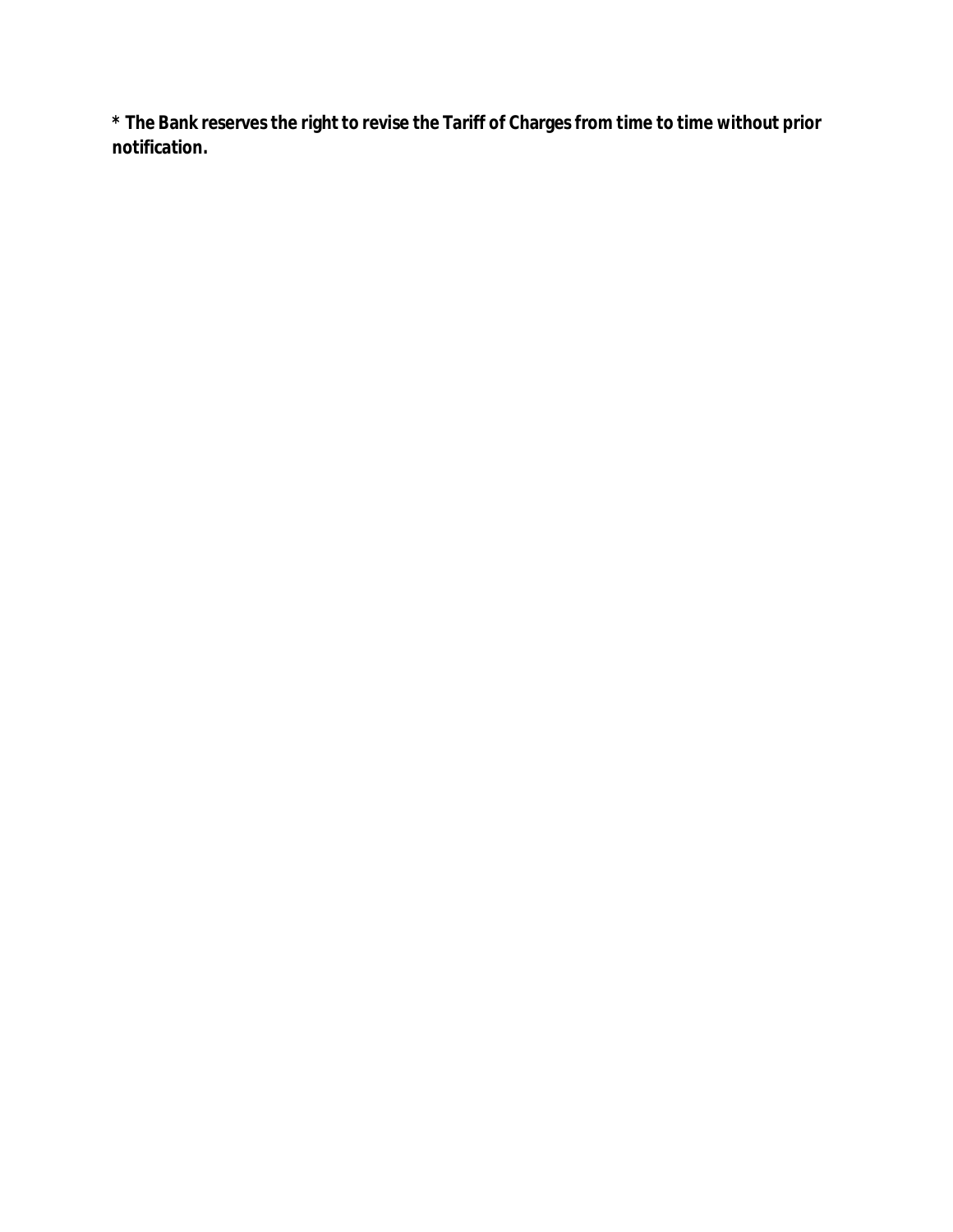**\* The Bank reserves the right to revise the Tariff of Charges from time to time without prior notification.**